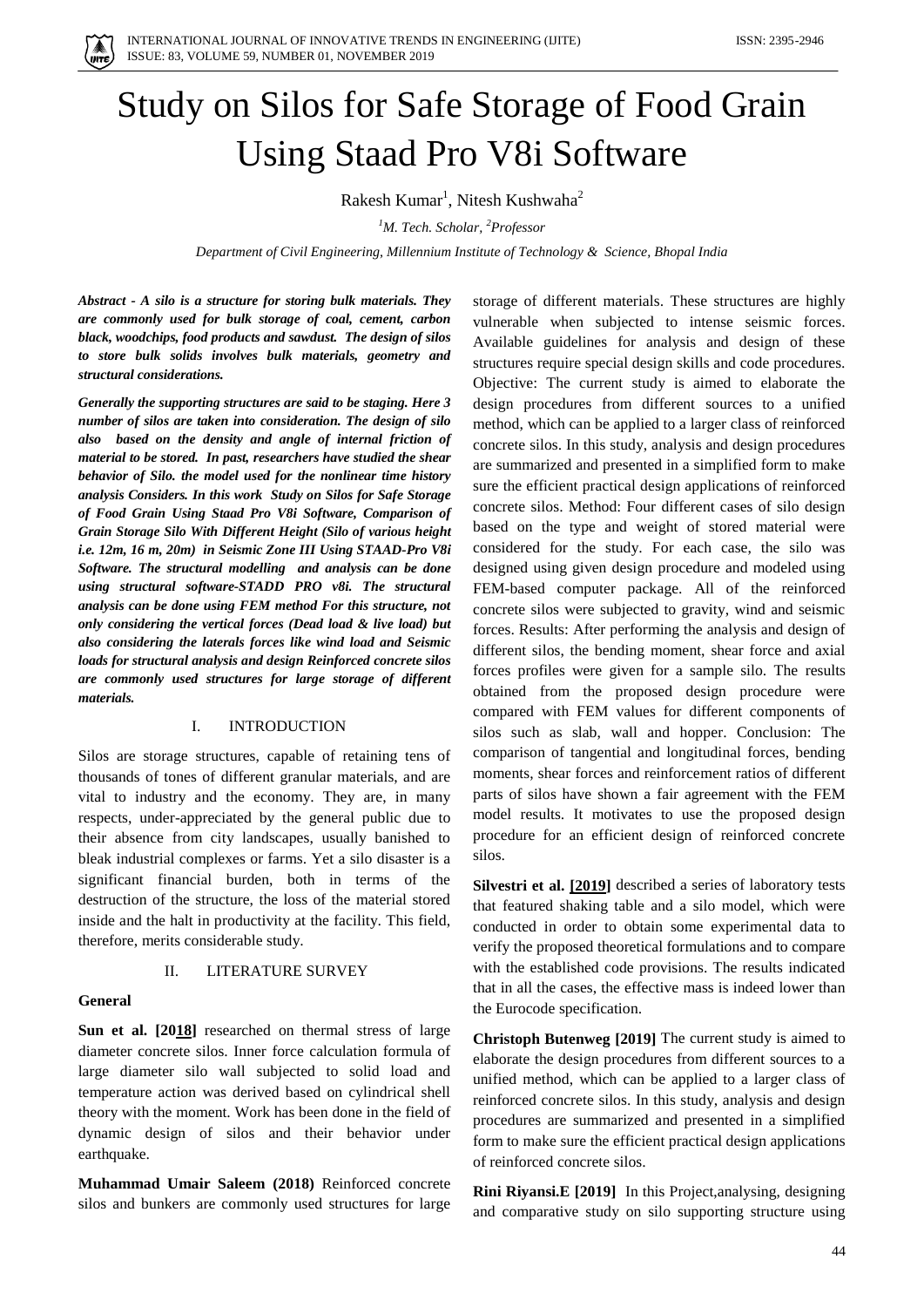# Study on Silos for Safe Storage of Food Grain Using Staad Pro V8i Software

Rakesh Kumar[1], Nitesh Kushwaha[2]

*[1]M. Tech. Scholar, [2]Professor*

*Department of Civil Engineering, Millennium Institute of Technology & Science, Bhopal India*

***Abstract - A silo is a structure for storing bulk materials. They are commonly used for bulk storage of coal, cement, carbon black, woodchips, food products and sawdust. The design of silos to store bulk solids involves bulk materials, geometry and structural considerations.***

***Generally the supporting structures are said to be staging. Here 3 number of silos are taken into consideration. The design of silo also based on the density and angle of internal friction of material to be stored. In past, researchers have studied the shear behavior of Silo. the model used for the nonlinear time history analysis Considers. In this work Study on Silos for Safe Storage of Food Grain Using Staad Pro V8i Software, Comparison of Grain Storage Silo With Different Height (Silo of various height i.e. 12m, 16 m, 20m) in Seismic Zone III Using STAAD-Pro V8i Software. The structural modelling and analysis can be done using structural software-STADD PRO v8i. The structural analysis can be done using FEM method For this structure, not only considering the vertical forces (Dead load & live load) but also considering the laterals forces like wind load and Seismic loads for structural analysis and design Reinforced concrete silos are commonly used structures for large storage of different materials.***

## I. INTRODUCTION

Silos are storage structures, capable of retaining tens of thousands of tones of different granular materials, and are vital to industry and the economy. They are, in many respects, under-appreciated by the general public due to their absence from city landscapes, usually banished to bleak industrial complexes or farms. Yet a silo disaster is a significant financial burden, both in terms of the destruction of the structure, the loss of the material stored inside and the halt in productivity at the facility. This field, therefore, merits considerable study.

## II. LITERATURE SURVEY

### General

**Sun et al. [2018]** researched on thermal stress of large diameter concrete silos. Inner force calculation formula of large diameter silo wall subjected to solid load and temperature action was derived based on cylindrical shell theory with the moment. Work has been done in the field of dynamic design of silos and their behavior under earthquake.

**Muhammad Umair Saleem (2018)** Reinforced concrete silos and bunkers are commonly used structures for large storage of different materials. These structures are highly vulnerable when subjected to intense seismic forces. Available guidelines for analysis and design of these structures require special design skills and code procedures. Objective: The current study is aimed to elaborate the design procedures from different sources to a unified method, which can be applied to a larger class of reinforced concrete silos. In this study, analysis and design procedures are summarized and presented in a simplified form to make sure the efficient practical design applications of reinforced concrete silos. Method: Four different cases of silo design based on the type and weight of stored material were considered for the study. For each case, the silo was designed using given design procedure and modeled using FEM-based computer package. All of the reinforced concrete silos were subjected to gravity, wind and seismic forces. Results: After performing the analysis and design of different silos, the bending moment, shear force and axial forces profiles were given for a sample silo. The results obtained from the proposed design procedure were compared with FEM values for different components of silos such as slab, wall and hopper. Conclusion: The comparison of tangential and longitudinal forces, bending moments, shear forces and reinforcement ratios of different parts of silos have shown a fair agreement with the FEM model results. It motivates to use the proposed design procedure for an efficient design of reinforced concrete silos.

**Silvestri et al. [2019]** described a series of laboratory tests that featured shaking table and a silo model, which were conducted in order to obtain some experimental data to verify the proposed theoretical formulations and to compare with the established code provisions. The results indicated that in all the cases, the effective mass is indeed lower than the Eurocode specification.

**Christoph Butenweg [2019]** The current study is aimed to elaborate the design procedures from different sources to a unified method, which can be applied to a larger class of reinforced concrete silos. In this study, analysis and design procedures are summarized and presented in a simplified form to make sure the efficient practical design applications of reinforced concrete silos.

**Rini Riyansi.E [2019]** In this Project,analysing, designing and comparative study on silo supporting structure using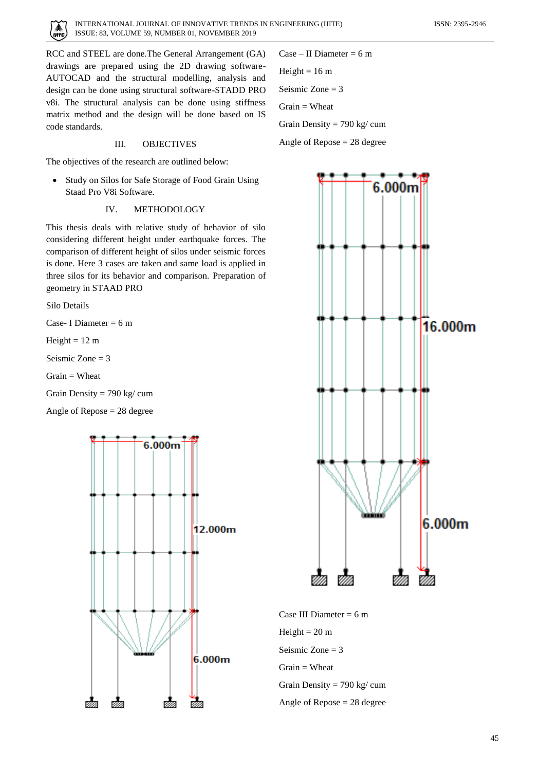RCC and STEEL are done.The General Arrangement (GA) drawings are prepared using the 2D drawing software-AUTOCAD and the structural modelling, analysis and design can be done using structural software-STADD PRO v8i. The structural analysis can be done using stiffness matrix method and the design will be done based on IS code standards.

## III. OBJECTIVES

The objectives of the research are outlined below:

- Study on Silos for Safe Storage of Food Grain Using Staad Pro V8i Software.

## IV. METHODOLOGY

This thesis deals with relative study of behavior of silo considering different height under earthquake forces. The comparison of different height of silos under seismic forces is done. Here 3 cases are taken and same load is applied in three silos for its behavior and comparison. Preparation of geometry in STAAD PRO

Silo Details

Case- I Diameter = 6 m

Height = 12 m

Seismic Zone = 3

Grain = Wheat

Grain Density = 790 kg/ cum

Angle of Repose = 28 degree

Case – II Diameter = 6 m

Height = 16 m

Seismic Zone = 3

Grain = Wheat

Grain Density = 790 kg/ cum

Angle of Repose = 28 degree

Case III Diameter = 6 m

Height = 20 m

Seismic Zone = 3

Grain = Wheat

Grain Density = 790 kg/ cum

Angle of Repose = 28 degree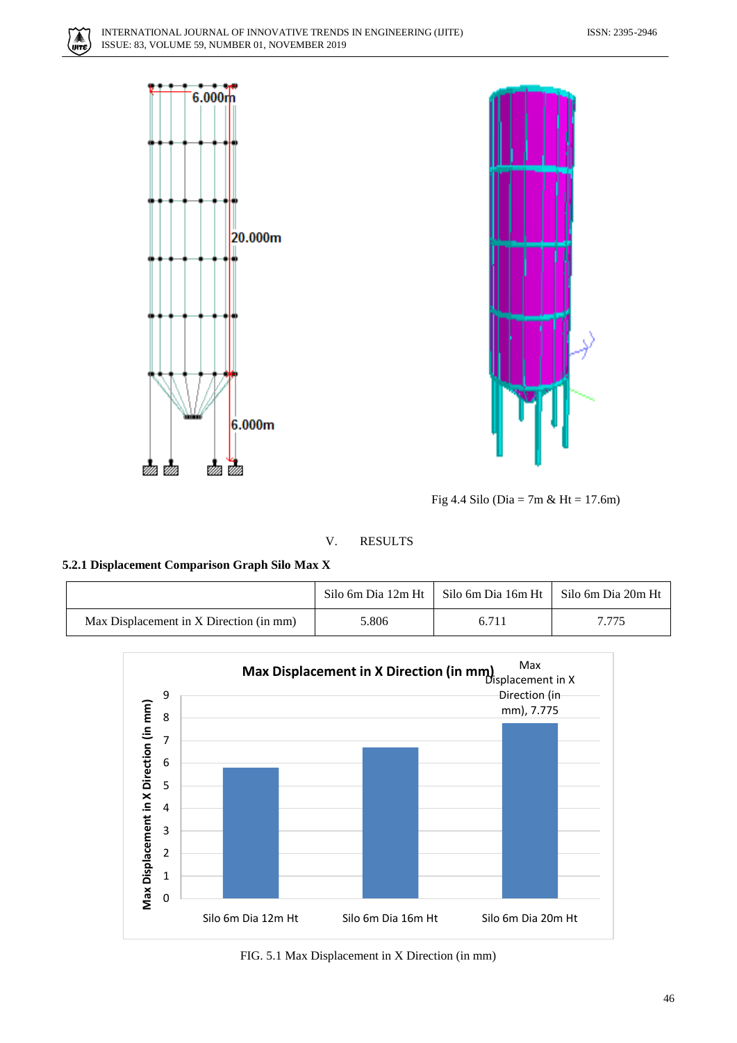Fig 4.4 Silo (Dia = 7m & Ht = 17.6m)

## V. RESULTS

### 5.2.1 Displacement Comparison Graph Silo Max X

| | Silo 6m Dia 12m Ht | Silo 6m Dia 16m Ht | Silo 6m Dia 20m Ht |
|---|---|---|---|
| Max Displacement in X Direction (in mm) | 5.806 | 6.711 | 7.775 |

FIG. 5.1 Max Displacement in X Direction (in mm)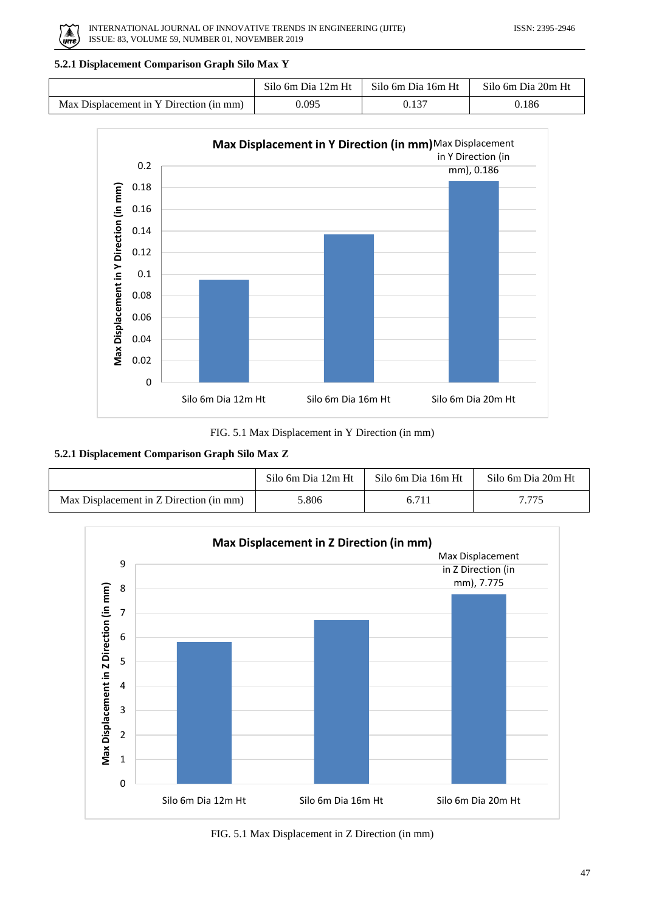### 5.2.1 Displacement Comparison Graph Silo Max Y

| | Silo 6m Dia 12m Ht | Silo 6m Dia 16m Ht | Silo 6m Dia 20m Ht |
|---|---|---|---|
| Max Displacement in Y Direction (in mm) | 0.095 | 0.137 | 0.186 |

FIG. 5.1 Max Displacement in Y Direction (in mm)

### 5.2.1 Displacement Comparison Graph Silo Max Z

| | Silo 6m Dia 12m Ht | Silo 6m Dia 16m Ht | Silo 6m Dia 20m Ht |
|---|---|---|---|
| Max Displacement in Z Direction (in mm) | 5.806 | 6.711 | 7.775 |

FIG. 5.1 Max Displacement in Z Direction (in mm)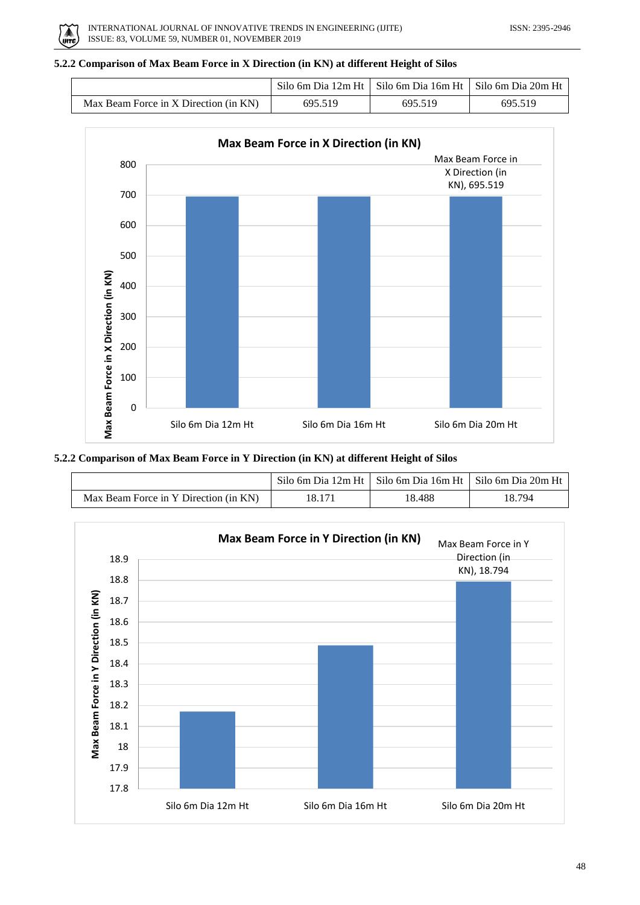### 5.2.2 Comparison of Max Beam Force in X Direction (in KN) at different Height of Silos

| | Silo 6m Dia 12m Ht | Silo 6m Dia 16m Ht | Silo 6m Dia 20m Ht |
|---|---|---|---|
| Max Beam Force in X Direction (in KN) | 695.519 | 695.519 | 695.519 |

### 5.2.2 Comparison of Max Beam Force in Y Direction (in KN) at different Height of Silos

| | Silo 6m Dia 12m Ht | Silo 6m Dia 16m Ht | Silo 6m Dia 20m Ht |
|---|---|---|---|
| Max Beam Force in Y Direction (in KN) | 18.171 | 18.488 | 18.794 |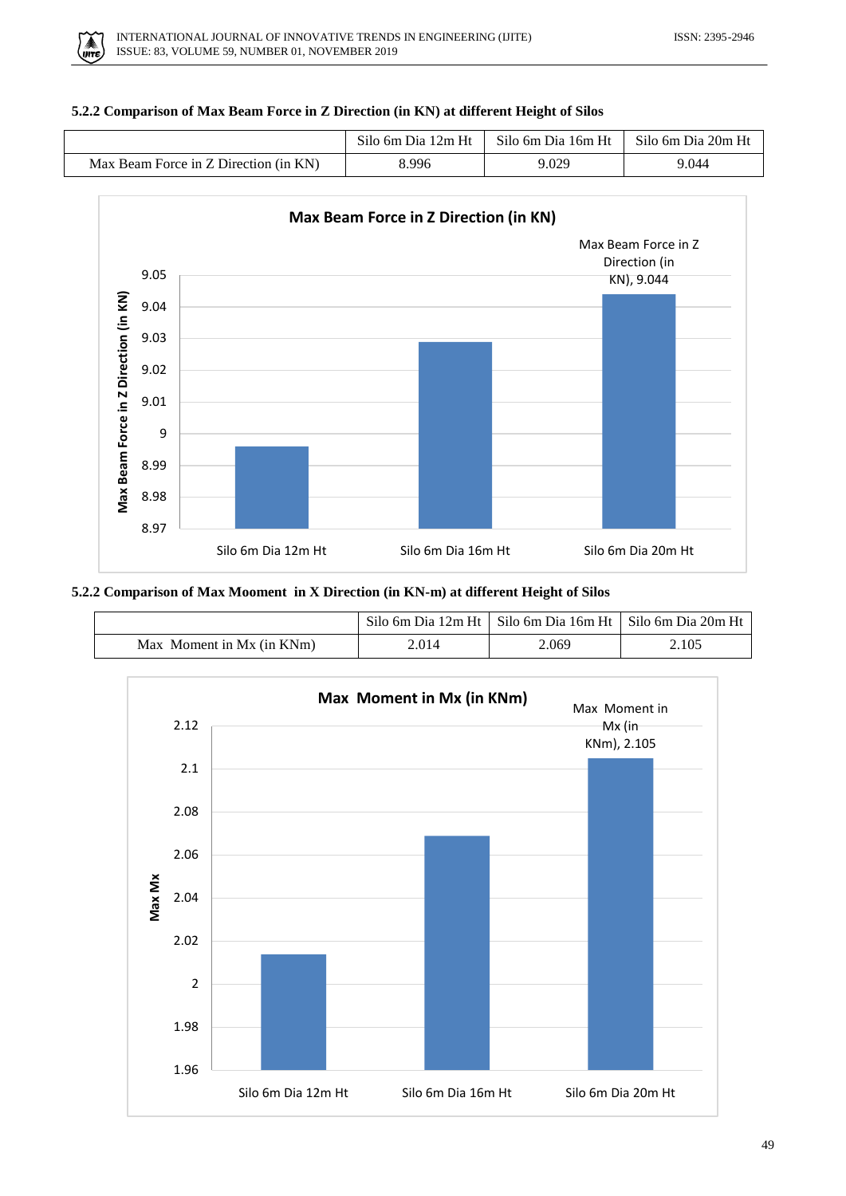#### 5.2.2 Comparison of Max Beam Force in Z Direction (in KN) at different Height of Silos

| | Silo 6m Dia 12m Ht | Silo 6m Dia 16m Ht | Silo 6m Dia 20m Ht |
|---|---|---|---|
| Max Beam Force in Z Direction (in KN) | 8.996 | 9.029 | 9.044 |

#### 5.2.2 Comparison of Max Mooment in X Direction (in KN-m) at different Height of Silos

| | Silo 6m Dia 12m Ht | Silo 6m Dia 16m Ht | Silo 6m Dia 20m Ht |
|---|---|---|---|
| Max Moment in Mx (in KNm) | 2.014 | 2.069 | 2.105 |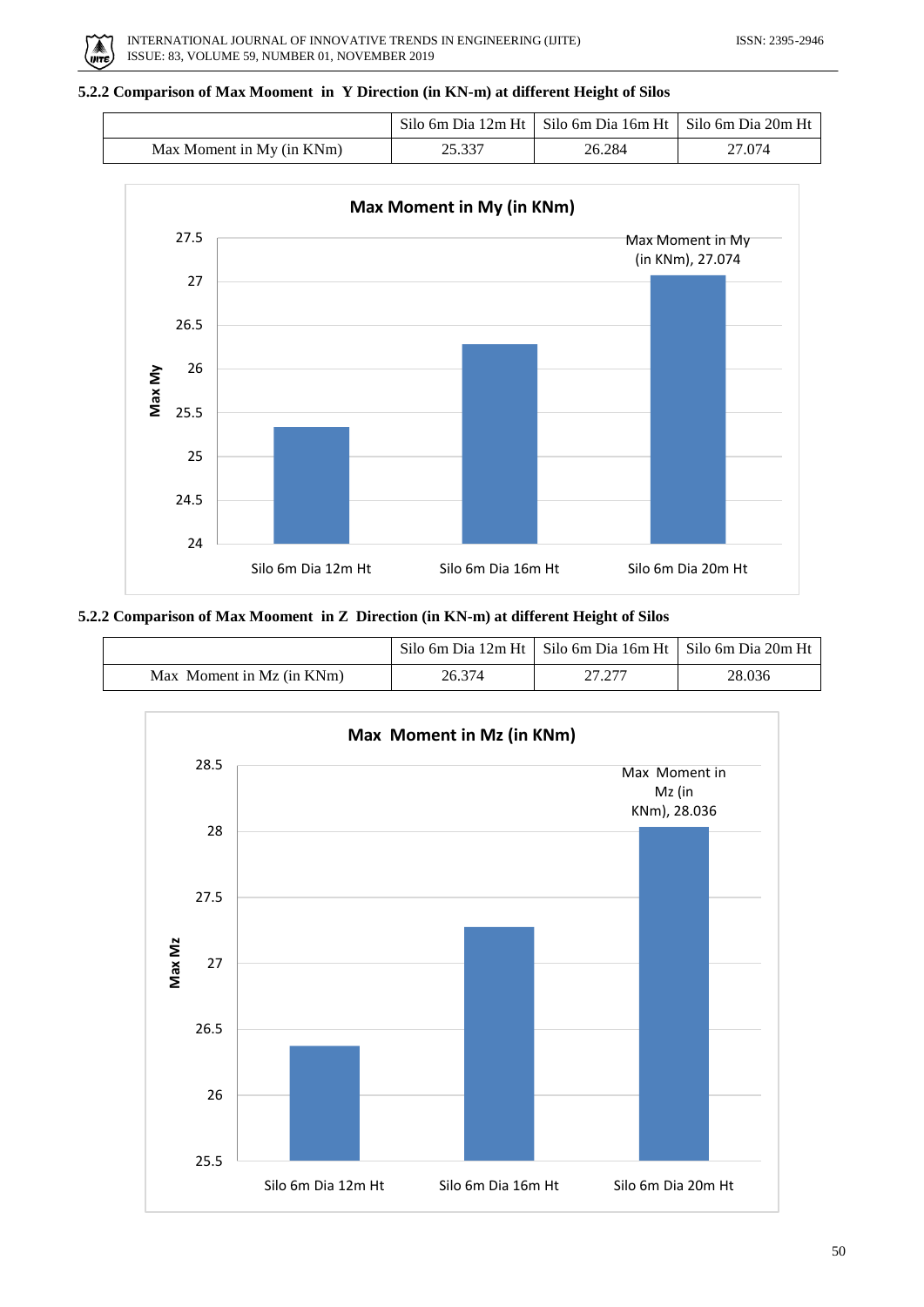### 5.2.2 Comparison of Max Mooment in Y Direction (in KN-m) at different Height of Silos

| | Silo 6m Dia 12m Ht | Silo 6m Dia 16m Ht | Silo 6m Dia 20m Ht |
|---|---|---|---|
| Max Moment in My (in KNm) | 25.337 | 26.284 | 27.074 |

### 5.2.2 Comparison of Max Mooment in Z Direction (in KN-m) at different Height of Silos

| | Silo 6m Dia 12m Ht | Silo 6m Dia 16m Ht | Silo 6m Dia 20m Ht |
|---|---|---|---|
| Max Moment in Mz (in KNm) | 26.374 | 27.277 | 28.036 |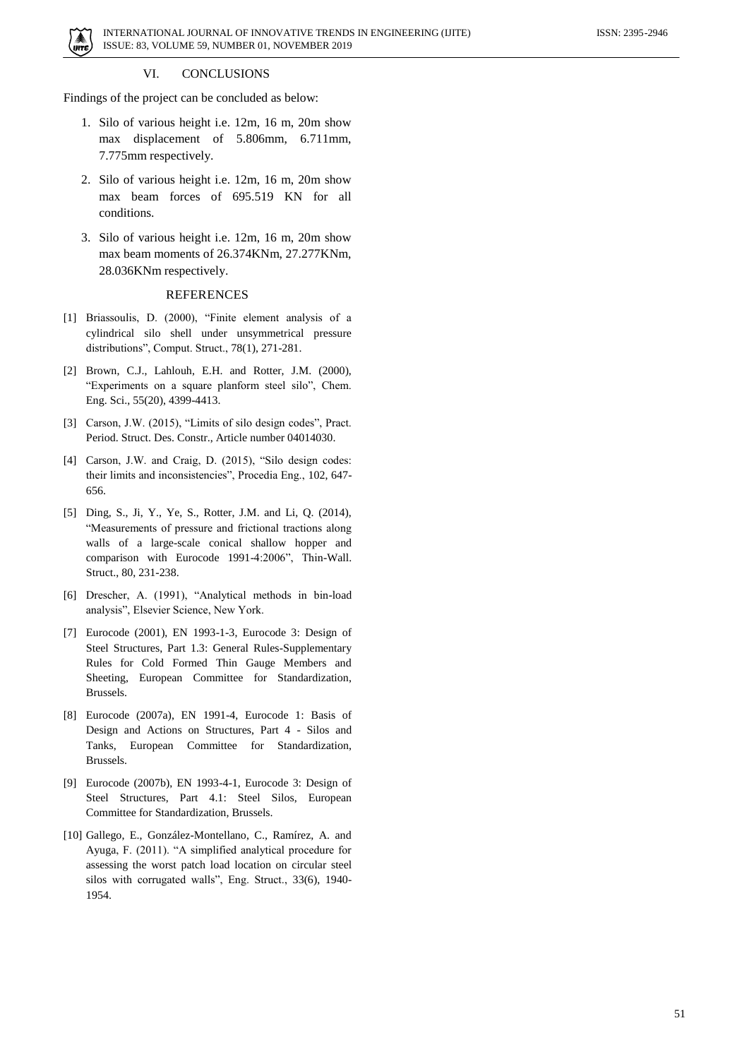## VI. CONCLUSIONS

Findings of the project can be concluded as below:

1. Silo of various height i.e. 12m, 16 m, 20m show max displacement of 5.806mm, 6.711mm, 7.775mm respectively.
2. Silo of various height i.e. 12m, 16 m, 20m show max beam forces of 695.519 KN for all conditions.
3. Silo of various height i.e. 12m, 16 m, 20m show max beam moments of 26.374KNm, 27.277KNm, 28.036KNm respectively.

## REFERENCES

[1] Briassoulis, D. (2000), "Finite element analysis of a cylindrical silo shell under unsymmetrical pressure distributions", Comput. Struct., 78(1), 271-281.

[2] Brown, C.J., Lahlouh, E.H. and Rotter, J.M. (2000), "Experiments on a square planform steel silo", Chem. Eng. Sci., 55(20), 4399-4413.

[3] Carson, J.W. (2015), "Limits of silo design codes", Pract. Period. Struct. Des. Constr., Article number 04014030.

[4] Carson, J.W. and Craig, D. (2015), "Silo design codes: their limits and inconsistencies", Procedia Eng., 102, 647-656.

[5] Ding, S., Ji, Y., Ye, S., Rotter, J.M. and Li, Q. (2014), "Measurements of pressure and frictional tractions along walls of a large-scale conical shallow hopper and comparison with Eurocode 1991-4:2006", Thin-Wall. Struct., 80, 231-238.

[6] Drescher, A. (1991), "Analytical methods in bin-load analysis", Elsevier Science, New York.

[7] Eurocode (2001), EN 1993-1-3, Eurocode 3: Design of Steel Structures, Part 1.3: General Rules-Supplementary Rules for Cold Formed Thin Gauge Members and Sheeting, European Committee for Standardization, Brussels.

[8] Eurocode (2007a), EN 1991-4, Eurocode 1: Basis of Design and Actions on Structures, Part 4 - Silos and Tanks, European Committee for Standardization, Brussels.

[9] Eurocode (2007b), EN 1993-4-1, Eurocode 3: Design of Steel Structures, Part 4.1: Steel Silos, European Committee for Standardization, Brussels.

[10] Gallego, E., González-Montellano, C., Ramírez, A. and Ayuga, F. (2011). "A simplified analytical procedure for assessing the worst patch load location on circular steel silos with corrugated walls", Eng. Struct., 33(6), 1940-1954.